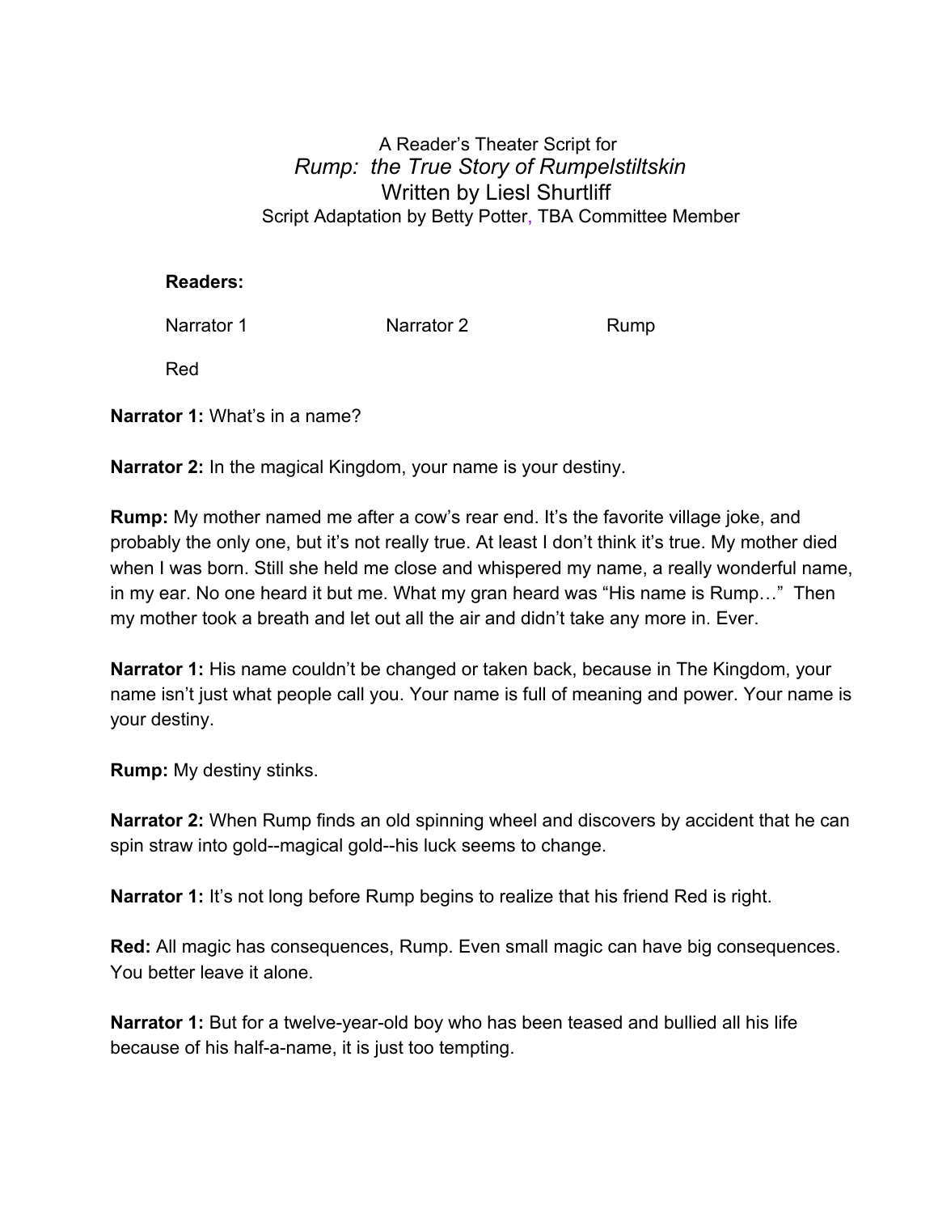A Reader's Theater Script for

*Rump: the True Story of Rumpelstiltskin*

Written by Liesl Shurtliff

Script Adaptation by Betty Potter, TBA Committee Member

**Readers:**

Narrator 1 Narrator 2 Rump

Red

**Narrator 1:** What's in a name?

**Narrator 2:** In the magical Kingdom, your name is your destiny.

**Rump:** My mother named me after a cow's rear end. It's the favorite village joke, and probably the only one, but it's not really true. At least I don't think it's true. My mother died when I was born. Still she held me close and whispered my name, a really wonderful name, in my ear. No one heard it but me. What my gran heard was "His name is Rump…" Then my mother took a breath and let out all the air and didn't take any more in. Ever.

**Narrator 1:** His name couldn't be changed or taken back, because in The Kingdom, your name isn't just what people call you. Your name is full of meaning and power. Your name is your destiny.

**Rump:** My destiny stinks.

**Narrator 2:** When Rump finds an old spinning wheel and discovers by accident that he can spin straw into gold--magical gold--his luck seems to change.

**Narrator 1:** It's not long before Rump begins to realize that his friend Red is right.

**Red:** All magic has consequences, Rump. Even small magic can have big consequences. You better leave it alone.

**Narrator 1:** But for a twelve-year-old boy who has been teased and bullied all his life because of his half-a-name, it is just too tempting.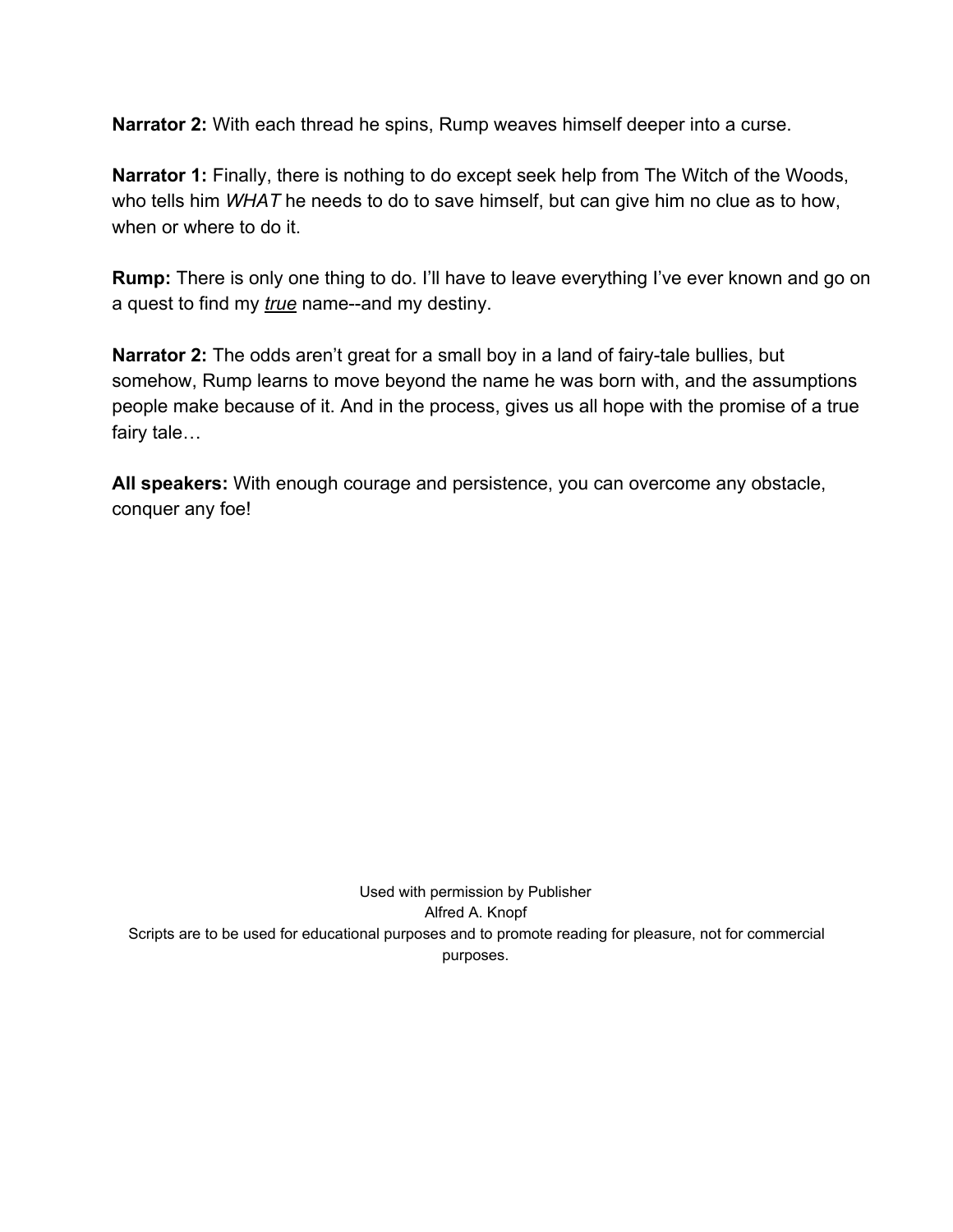**Narrator 2:** With each thread he spins, Rump weaves himself deeper into a curse.

**Narrator 1:** Finally, there is nothing to do except seek help from The Witch of the Woods, who tells him *WHAT* he needs to do to save himself, but can give him no clue as to how, when or where to do it.

**Rump:** There is only one thing to do. I'll have to leave everything I've ever known and go on a quest to find my <u>*true*</u> name--and my destiny.

**Narrator 2:** The odds aren't great for a small boy in a land of fairy-tale bullies, but somehow, Rump learns to move beyond the name he was born with, and the assumptions people make because of it. And in the process, gives us all hope with the promise of a true fairy tale…

**All speakers:** With enough courage and persistence, you can overcome any obstacle, conquer any foe!

Used with permission by Publisher
Alfred A. Knopf
Scripts are to be used for educational purposes and to promote reading for pleasure, not for commercial purposes.